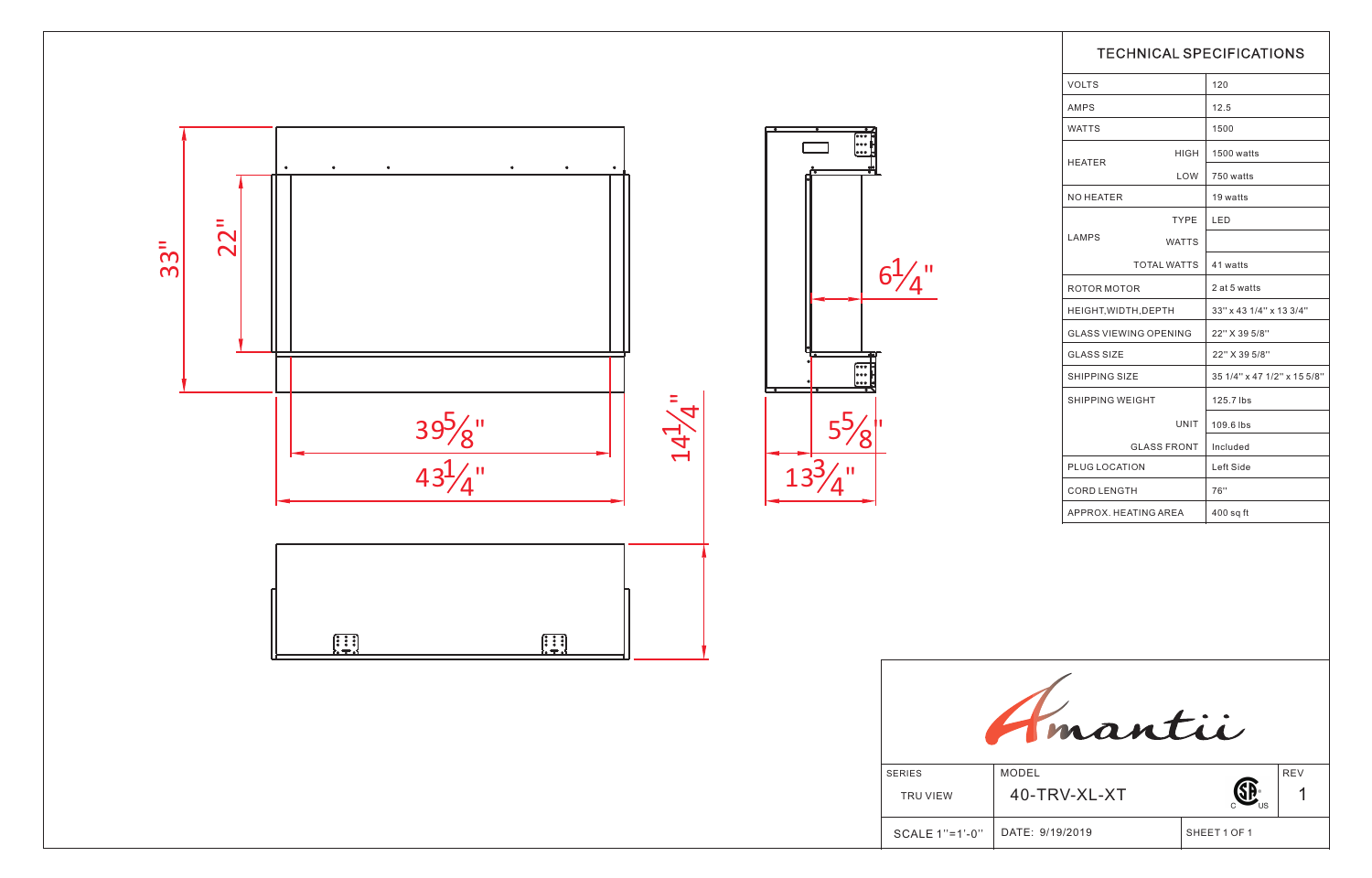## TECHNICAL SPECIFICATIONS

| | | |
|---|---|---|
| VOLTS | | 120 |
| AMPS | | 12.5 |
| WATTS | | 1500 |
| HEATER | HIGH | 1500 watts |
| | LOW | 750 watts |
| NO HEATER | | 19 watts |
| LAMPS | TYPE | LED |
| | WATTS | |
| | TOTAL WATTS | 41 watts |
| ROTOR MOTOR | | 2 at 5 watts |
| HEIGHT,WIDTH,DEPTH | | 33" x 43 1/4" x 13 3/4" |
| GLASS VIEWING OPENING | | 22" X 39 5/8" |
| GLASS SIZE | | 22" X 39 5/8" |
| SHIPPING SIZE | | 35 1/4" x 47 1/2" x 15 5/8" |
| SHIPPING WEIGHT | | 125.7 lbs |
| | UNIT | 109.6 lbs |
| | GLASS FRONT | Included |
| PLUG LOCATION | | Left Side |
| CORD LENGTH | | 76" |
| APPROX. HEATING AREA | | 400 sq ft |

33" | 22" | 39 5/8" | 43 1/4" | 14 1/4" | 6 1/4" | 5 5/8" | 13 3/4"

Amantii

| SERIES | MODEL | | REV |
|---|---|---|---|
| TRU VIEW | 40-TRV-XL-XT | | 1 |
| SCALE 1"=1'-0" | DATE: 9/19/2019 | SHEET 1 OF 1 | |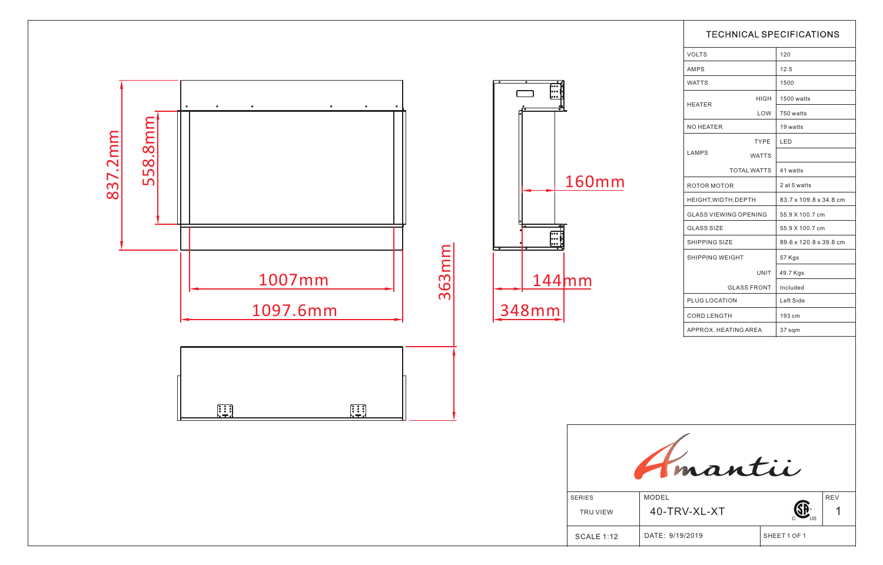837.2mm

558.8mm

1007mm

1097.6mm

363mm

160mm

144mm

348mm

## TECHNICAL SPECIFICATIONS

| | | |
|---|---|---|
| VOLTS | | 120 |
| AMPS | | 12.5 |
| WATTS | | 1500 |
| HEATER | HIGH | 1500 watts |
| | LOW | 750 watts |
| NO HEATER | | 19 watts |
| LAMPS | TYPE | LED |
| | WATTS | |
| | TOTAL WATTS | 41 watts |
| ROTOR MOTOR | | 2 at 5 watts |
| HEIGHT,WIDTH,DEPTH | | 83.7 x 109.8 x 34.8 cm |
| GLASS VIEWING OPENING | | 55.9 X 100.7 cm |
| GLASS SIZE | | 55.9 X 100.7 cm |
| SHIPPING SIZE | | 89.6 x 120.8 x 39.8 cm |
| SHIPPING WEIGHT | | 57 Kgs |
| | UNIT | 49.7 Kgs |
| | GLASS FRONT | Included |
| PLUG LOCATION | | Left Side |
| CORD LENGTH | | 193 cm |
| APPROX. HEATING AREA | | 37 sqm |

Amantii

| SERIES | MODEL | | REV |
|---|---|---|---|
| TRU VIEW | 40-TRV-XL-XT | | 1 |
| SCALE 1:12 | DATE: 9/19/2019 | SHEET 1 OF 1 | |